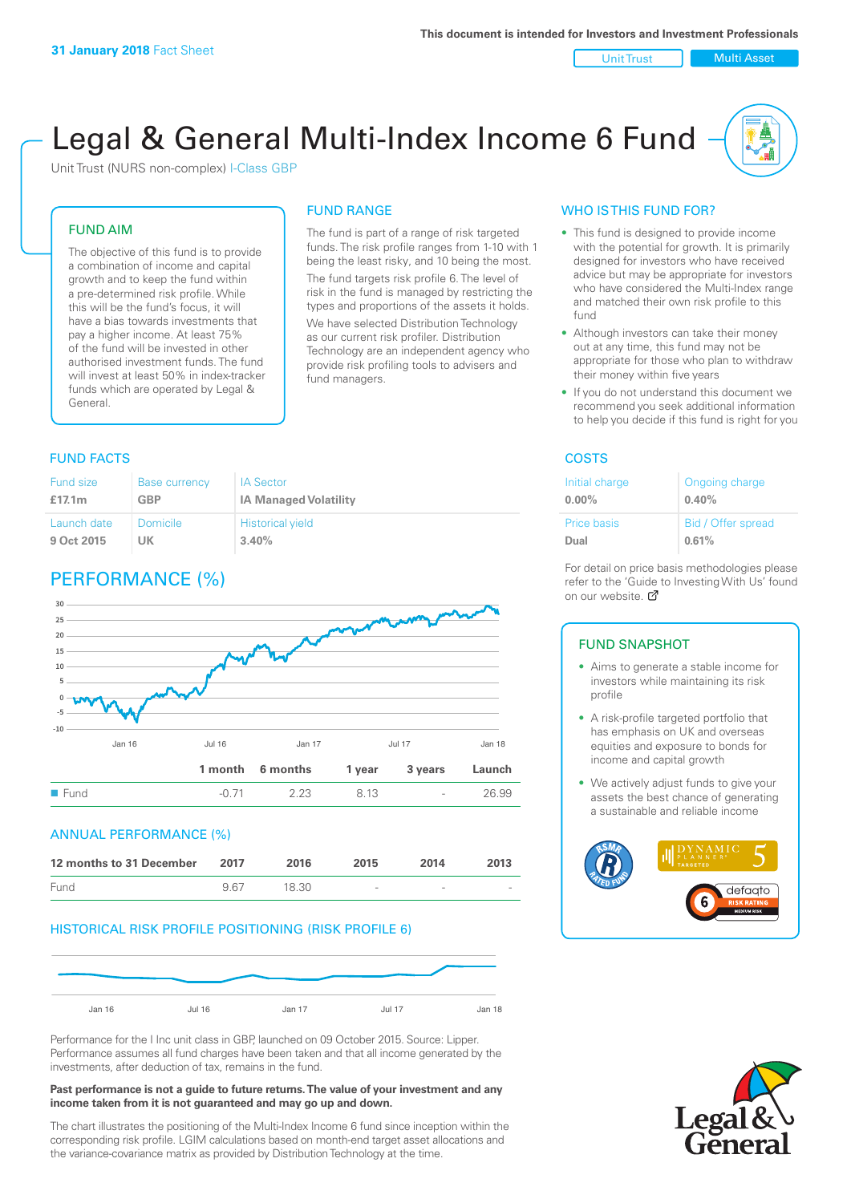**31 January 2018** Fact Sheet

This document is intended for Investors and Investment Professionals

Unit Trust | Multi Asset

# Legal & General Multi-Index Income 6 Fund

Unit Trust (NURS non-complex) I-Class GBP

## FUND AIM

The objective of this fund is to provide a combination of income and capital growth and to keep the fund within a pre-determined risk profile. While this will be the fund's focus, it will have a bias towards investments that pay a higher income. At least 75% of the fund will be invested in other authorised investment funds. The fund will invest at least 50% in index-tracker funds which are operated by Legal & General.

## FUND RANGE

The fund is part of a range of risk targeted funds. The risk profile ranges from 1-10 with 1 being the least risky, and 10 being the most.

The fund targets risk profile 6. The level of risk in the fund is managed by restricting the types and proportions of the assets it holds.

We have selected Distribution Technology as our current risk profiler. Distribution Technology are an independent agency who provide risk profiling tools to advisers and fund managers.

## WHO IS THIS FUND FOR?

- This fund is designed to provide income with the potential for growth. It is primarily designed for investors who have received advice but may be appropriate for investors who have considered the Multi-Index range and matched their own risk profile to this fund
- Although investors can take their money out at any time, this fund may not be appropriate for those who plan to withdraw their money within five years
- If you do not understand this document we recommend you seek additional information to help you decide if this fund is right for you

## FUND FACTS

| Fund size | Base currency | IA Sector |
|---|---|---|
| **£17.1m** | **GBP** | **IA Managed Volatility** |
| **Launch date** | **Domicile** | **Historical yield** |
| **9 Oct 2015** | **UK** | **3.40%** |

## COSTS

| Initial charge | Ongoing charge |
|---|---|
| **0.00%** | **0.40%** |
| **Price basis** | **Bid / Offer spread** |
| **Dual** | **0.61%** |

For detail on price basis methodologies please refer to the 'Guide to Investing With Us' found on our website.

## PERFORMANCE (%)

| | 1 month | 6 months | 1 year | 3 years | Launch |
|---|---|---|---|---|---|
| Fund | -0.71 | 2.23 | 8.13 | - | 26.99 |

## ANNUAL PERFORMANCE (%)

| 12 months to 31 December | 2017 | 2016 | 2015 | 2014 | 2013 |
|---|---|---|---|---|---|
| Fund | 9.67 | 18.30 | - | - | - |

## HISTORICAL RISK PROFILE POSITIONING (RISK PROFILE 6)

Performance for the I Inc unit class in GBP, launched on 09 October 2015. Source: Lipper. Performance assumes all fund charges have been taken and that all income generated by the investments, after deduction of tax, remains in the fund.

**Past performance is not a guide to future returns. The value of your investment and any income taken from it is not guaranteed and may go up and down.**

The chart illustrates the positioning of the Multi-Index Income 6 fund since inception within the corresponding risk profile. LGIM calculations based on month-end target asset allocations and the variance-covariance matrix as provided by Distribution Technology at the time.

## FUND SNAPSHOT

- Aims to generate a stable income for investors while maintaining its risk profile
- A risk-profile targeted portfolio that has emphasis on UK and overseas equities and exposure to bonds for income and capital growth
- We actively adjust funds to give your assets the best chance of generating a sustainable and reliable income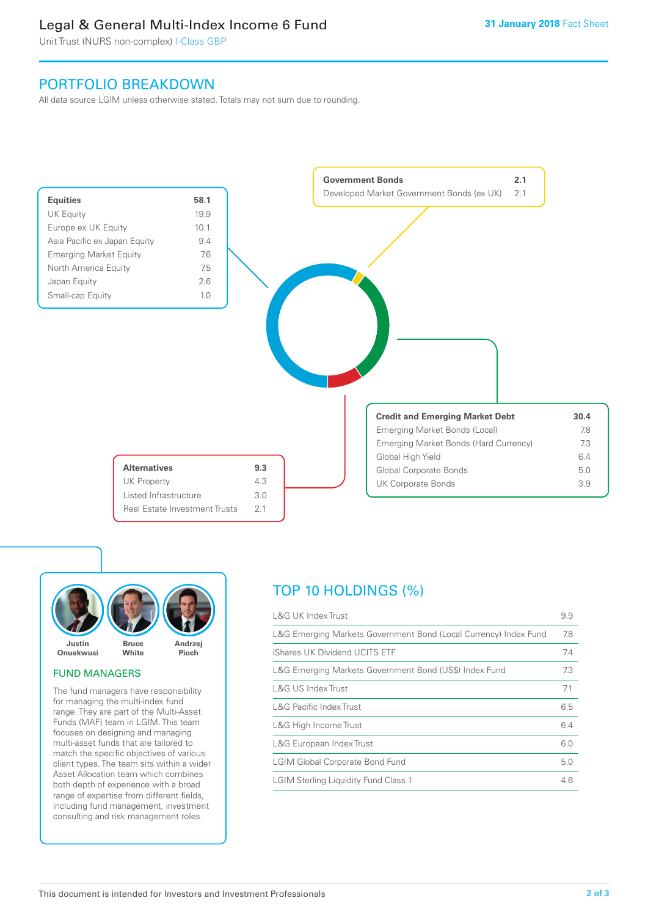# Legal & General Multi-Index Income 6 Fund

Unit Trust (NURS non-complex) I-Class GBP

**31 January 2018** Fact Sheet

## PORTFOLIO BREAKDOWN

All data source LGIM unless otherwise stated. Totals may not sum due to rounding.

| **Equities** | **58.1** |
|---|---|
| UK Equity | 19.9 |
| Europe ex UK Equity | 10.1 |
| Asia Pacific ex Japan Equity | 9.4 |
| Emerging Market Equity | 7.6 |
| North America Equity | 7.5 |
| Japan Equity | 2.6 |
| Small-cap Equity | 1.0 |

| **Government Bonds** | **2.1** |
|---|---|
| Developed Market Government Bonds (ex UK) | 2.1 |

| **Credit and Emerging Market Debt** | **30.4** |
|---|---|
| Emerging Market Bonds (Local) | 7.8 |
| Emerging Market Bonds (Hard Currency) | 7.3 |
| Global High Yield | 6.4 |
| Global Corporate Bonds | 5.0 |
| UK Corporate Bonds | 3.9 |

| **Alternatives** | **9.3** |
|---|---|
| UK Property | 4.3 |
| Listed Infrastructure | 3.0 |
| Real Estate Investment Trusts | 2.1 |

Justin Onuekwusi, Bruce White, Andrzej Pioch

### FUND MANAGERS

The fund managers have responsibility for managing the multi-index fund range. They are part of the Multi-Asset Funds (MAF) team in LGIM. This team focuses on designing and managing multi-asset funds that are tailored to match the specific objectives of various client types. The team sits within a wider Asset Allocation team which combines both depth of experience with a broad range of expertise from different fields, including fund management, investment consulting and risk management roles.

## TOP 10 HOLDINGS (%)

| Holding | % |
|---|---|
| L&G UK Index Trust | 9.9 |
| L&G Emerging Markets Government Bond (Local Currency) Index Fund | 7.8 |
| iShares UK Dividend UCITS ETF | 7.4 |
| L&G Emerging Markets Government Bond (US$) Index Fund | 7.3 |
| L&G US Index Trust | 7.1 |
| L&G Pacific Index Trust | 6.5 |
| L&G High Income Trust | 6.4 |
| L&G European Index Trust | 6.0 |
| LGIM Global Corporate Bond Fund | 5.0 |
| LGIM Sterling Liquidity Fund Class 1 | 4.6 |

This document is intended for Investors and Investment Professionals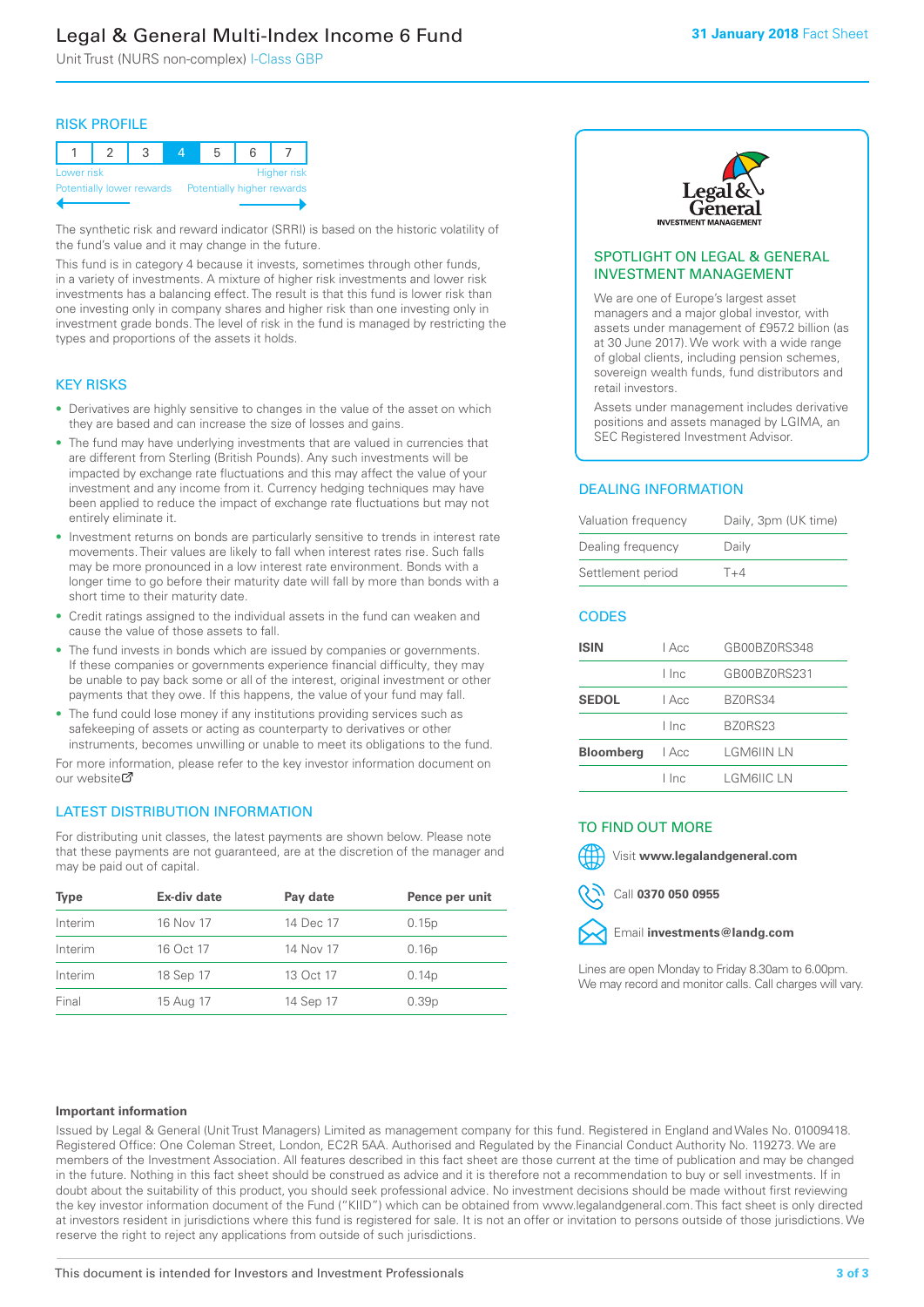# Legal & General Multi-Index Income 6 Fund

Unit Trust (NURS non-complex) I-Class GBP

**31 January 2018** Fact Sheet

## RISK PROFILE

| 1 | 2 | 3 | 4 | 5 | 6 | 7 |
|---|---|---|---|---|---|---|

Lower risk — Higher risk

Potentially lower rewards — Potentially higher rewards

The synthetic risk and reward indicator (SRRI) is based on the historic volatility of the fund's value and it may change in the future.

This fund is in category 4 because it invests, sometimes through other funds, in a variety of investments. A mixture of higher risk investments and lower risk investments has a balancing effect. The result is that this fund is lower risk than one investing only in company shares and higher risk than one investing only in investment grade bonds. The level of risk in the fund is managed by restricting the types and proportions of the assets it holds.

## KEY RISKS

- Derivatives are highly sensitive to changes in the value of the asset on which they are based and can increase the size of losses and gains.
- The fund may have underlying investments that are valued in currencies that are different from Sterling (British Pounds). Any such investments will be impacted by exchange rate fluctuations and this may affect the value of your investment and any income from it. Currency hedging techniques may have been applied to reduce the impact of exchange rate fluctuations but may not entirely eliminate it.
- Investment returns on bonds are particularly sensitive to trends in interest rate movements. Their values are likely to fall when interest rates rise. Such falls may be more pronounced in a low interest rate environment. Bonds with a longer time to go before their maturity date will fall by more than bonds with a short time to their maturity date.
- Credit ratings assigned to the individual assets in the fund can weaken and cause the value of those assets to fall.
- The fund invests in bonds which are issued by companies or governments. If these companies or governments experience financial difficulty, they may be unable to pay back some or all of the interest, original investment or other payments that they owe. If this happens, the value of your fund may fall.
- The fund could lose money if any institutions providing services such as safekeeping of assets or acting as counterparty to derivatives or other instruments, becomes unwilling or unable to meet its obligations to the fund.

For more information, please refer to the key investor information document on our website

## LATEST DISTRIBUTION INFORMATION

For distributing unit classes, the latest payments are shown below. Please note that these payments are not guaranteed, are at the discretion of the manager and may be paid out of capital.

| Type | Ex-div date | Pay date | Pence per unit |
|---|---|---|---|
| Interim | 16 Nov 17 | 14 Dec 17 | 0.15p |
| Interim | 16 Oct 17 | 14 Nov 17 | 0.16p |
| Interim | 18 Sep 17 | 13 Oct 17 | 0.14p |
| Final | 15 Aug 17 | 14 Sep 17 | 0.39p |

## SPOTLIGHT ON LEGAL & GENERAL INVESTMENT MANAGEMENT

We are one of Europe's largest asset managers and a major global investor, with assets under management of £957.2 billion (as at 30 June 2017). We work with a wide range of global clients, including pension schemes, sovereign wealth funds, fund distributors and retail investors.

Assets under management includes derivative positions and assets managed by LGIMA, an SEC Registered Investment Advisor.

## DEALING INFORMATION

| | |
|---|---|
| Valuation frequency | Daily, 3pm (UK time) |
| Dealing frequency | Daily |
| Settlement period | T+4 |

## CODES

| | | |
|---|---|---|
| **ISIN** | I Acc | GB00BZ0RS348 |
| | I Inc | GB00BZ0RS231 |
| **SEDOL** | I Acc | BZ0RS34 |
| | I Inc | BZ0RS23 |
| **Bloomberg** | I Acc | LGM6IIN LN |
| | I Inc | LGM6IIC LN |

## TO FIND OUT MORE

Visit **www.legalandgeneral.com**

Call **0370 050 0955**

Email **investments@landg.com**

Lines are open Monday to Friday 8.30am to 6.00pm. We may record and monitor calls. Call charges will vary.

**Important information**

Issued by Legal & General (Unit Trust Managers) Limited as management company for this fund. Registered in England and Wales No. 01009418. Registered Office: One Coleman Street, London, EC2R 5AA. Authorised and Regulated by the Financial Conduct Authority No. 119273. We are members of the Investment Association. All features described in this fact sheet are those current at the time of publication and may be changed in the future. Nothing in this fact sheet should be construed as advice and it is therefore not a recommendation to buy or sell investments. If in doubt about the suitability of this product, you should seek professional advice. No investment decisions should be made without first reviewing the key investor information document of the Fund ("KIID") which can be obtained from www.legalandgeneral.com. This fact sheet is only directed at investors resident in jurisdictions where this fund is registered for sale. It is not an offer or invitation to persons outside of those jurisdictions. We reserve the right to reject any applications from outside of such jurisdictions.

This document is intended for Investors and Investment Professionals